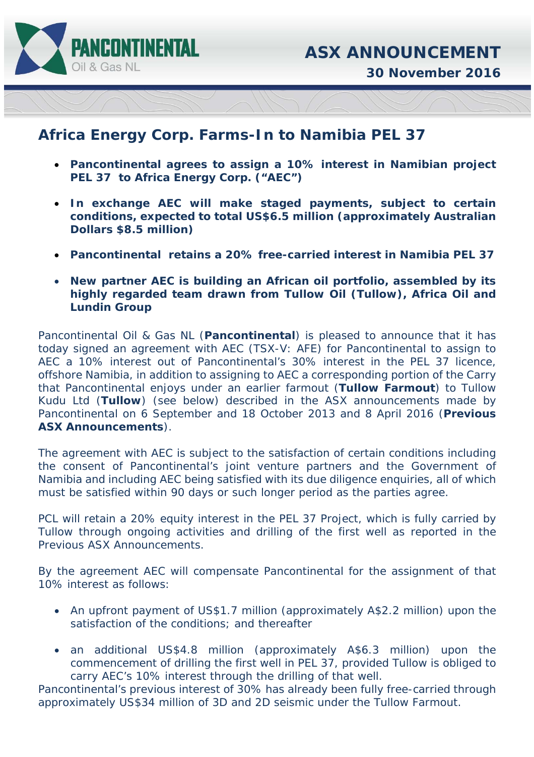PANCONTINENTAL Oil & Gas NL

ASX ANNOUNCEMENT

30 November 2016

# Africa Energy Corp. Farms-In to Namibia PEL 37

- **Pancontinental agrees to assign a 10% interest in Namibian project PEL 37 to Africa Energy Corp. ("AEC")**
- **In exchange AEC will make staged payments, subject to certain conditions, expected to total US$6.5 million (approximately Australian Dollars $8.5 million)**
- **Pancontinental retains a 20% free-carried interest in Namibia PEL 37**
- **New partner AEC is building an African oil portfolio, assembled by its highly regarded team drawn from Tullow Oil (Tullow), Africa Oil and Lundin Group**

Pancontinental Oil & Gas NL (**Pancontinental**) is pleased to announce that it has today signed an agreement with AEC (TSX-V: AFE) for Pancontinental to assign to AEC a 10% interest out of Pancontinental's 30% interest in the PEL 37 licence, offshore Namibia, in addition to assigning to AEC a corresponding portion of the Carry that Pancontinental enjoys under an earlier farmout (**Tullow Farmout**) to Tullow Kudu Ltd (**Tullow**) (see below) described in the ASX announcements made by Pancontinental on 6 September and 18 October 2013 and 8 April 2016 (**Previous ASX Announcements**).

The agreement with AEC is subject to the satisfaction of certain conditions including the consent of Pancontinental's joint venture partners and the Government of Namibia and including AEC being satisfied with its due diligence enquiries, all of which must be satisfied within 90 days or such longer period as the parties agree.

PCL will retain a 20% equity interest in the PEL 37 Project, which is fully carried by Tullow through ongoing activities and drilling of the first well as reported in the Previous ASX Announcements.

By the agreement AEC will compensate Pancontinental for the assignment of that 10% interest as follows:

- An upfront payment of US$1.7 million (approximately A$2.2 million) upon the satisfaction of the conditions; and thereafter
- an additional US$4.8 million (approximately A$6.3 million) upon the commencement of drilling the first well in PEL 37, provided Tullow is obliged to carry AEC's 10% interest through the drilling of that well.

Pancontinental's previous interest of 30% has already been fully free-carried through approximately US$34 million of 3D and 2D seismic under the Tullow Farmout.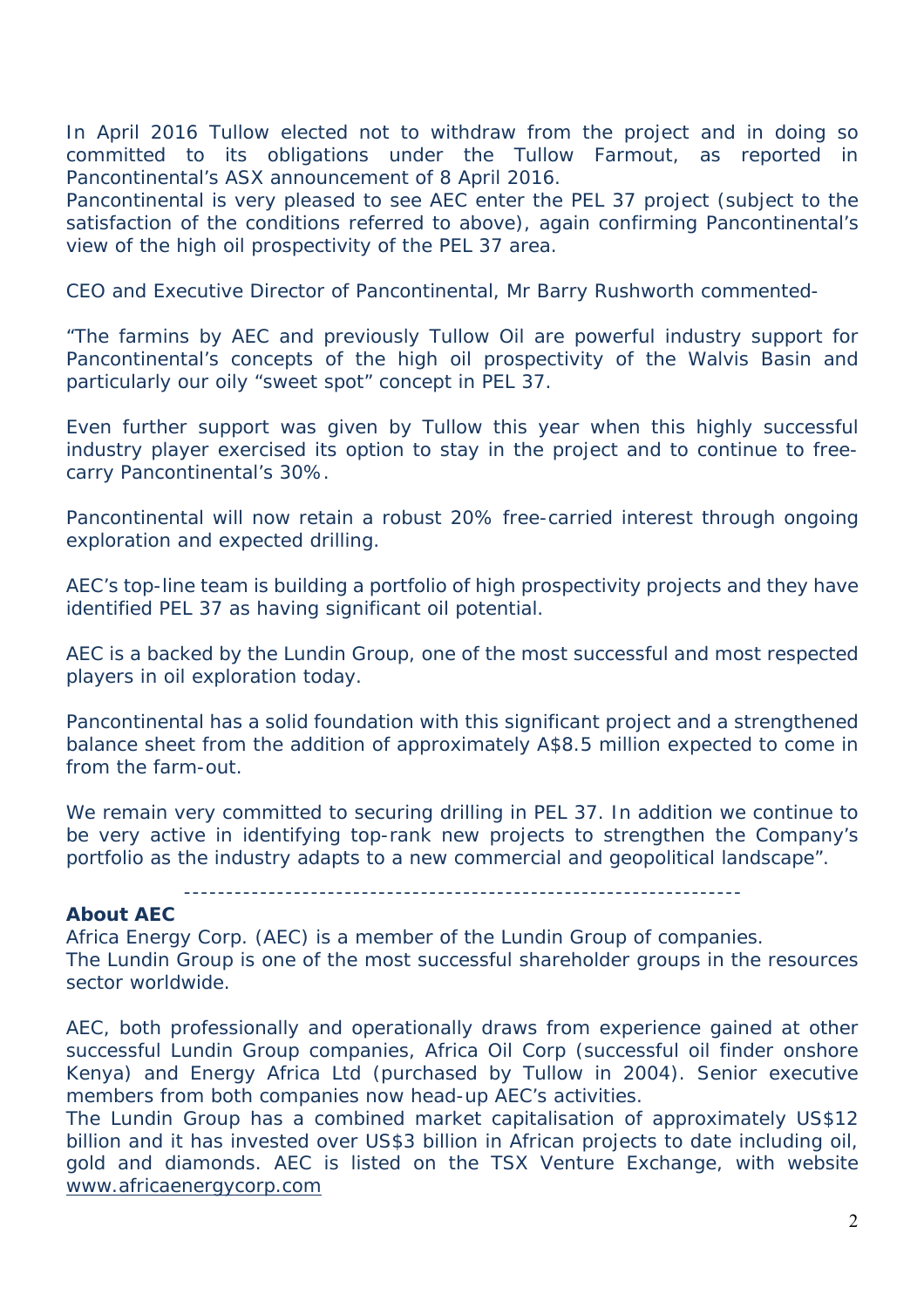In April 2016 Tullow elected not to withdraw from the project and in doing so committed to its obligations under the Tullow Farmout, as reported in Pancontinental's ASX announcement of 8 April 2016.
Pancontinental is very pleased to see AEC enter the PEL 37 project (subject to the satisfaction of the conditions referred to above), again confirming Pancontinental's view of the high oil prospectivity of the PEL 37 area.

CEO and Executive Director of Pancontinental, Mr Barry Rushworth commented-

"The farmins by AEC and previously Tullow Oil are powerful industry support for Pancontinental's concepts of the high oil prospectivity of the Walvis Basin and particularly our oily "sweet spot" concept in PEL 37.

Even further support was given by Tullow this year when this highly successful industry player exercised its option to stay in the project and to continue to free-carry Pancontinental's 30%.

Pancontinental will now retain a robust 20% free-carried interest through ongoing exploration and expected drilling.

AEC's top-line team is building a portfolio of high prospectivity projects and they have identified PEL 37 as having significant oil potential.

AEC is a backed by the Lundin Group, one of the most successful and most respected players in oil exploration today.

Pancontinental has a solid foundation with this significant project and a strengthened balance sheet from the addition of approximately A$8.5 million expected to come in from the farm-out.

We remain very committed to securing drilling in PEL 37. In addition we continue to be very active in identifying top-rank new projects to strengthen the Company's portfolio as the industry adapts to a new commercial and geopolitical landscape".

---

**About AEC**

Africa Energy Corp. (AEC) is a member of the Lundin Group of companies.
The Lundin Group is one of the most successful shareholder groups in the resources sector worldwide.

AEC, both professionally and operationally draws from experience gained at other successful Lundin Group companies, Africa Oil Corp (successful oil finder onshore Kenya) and Energy Africa Ltd (purchased by Tullow in 2004). Senior executive members from both companies now head-up AEC's activities.
The Lundin Group has a combined market capitalisation of approximately US$12 billion and it has invested over US$3 billion in African projects to date including oil, gold and diamonds. AEC is listed on the TSX Venture Exchange, with website www.africaenergycorp.com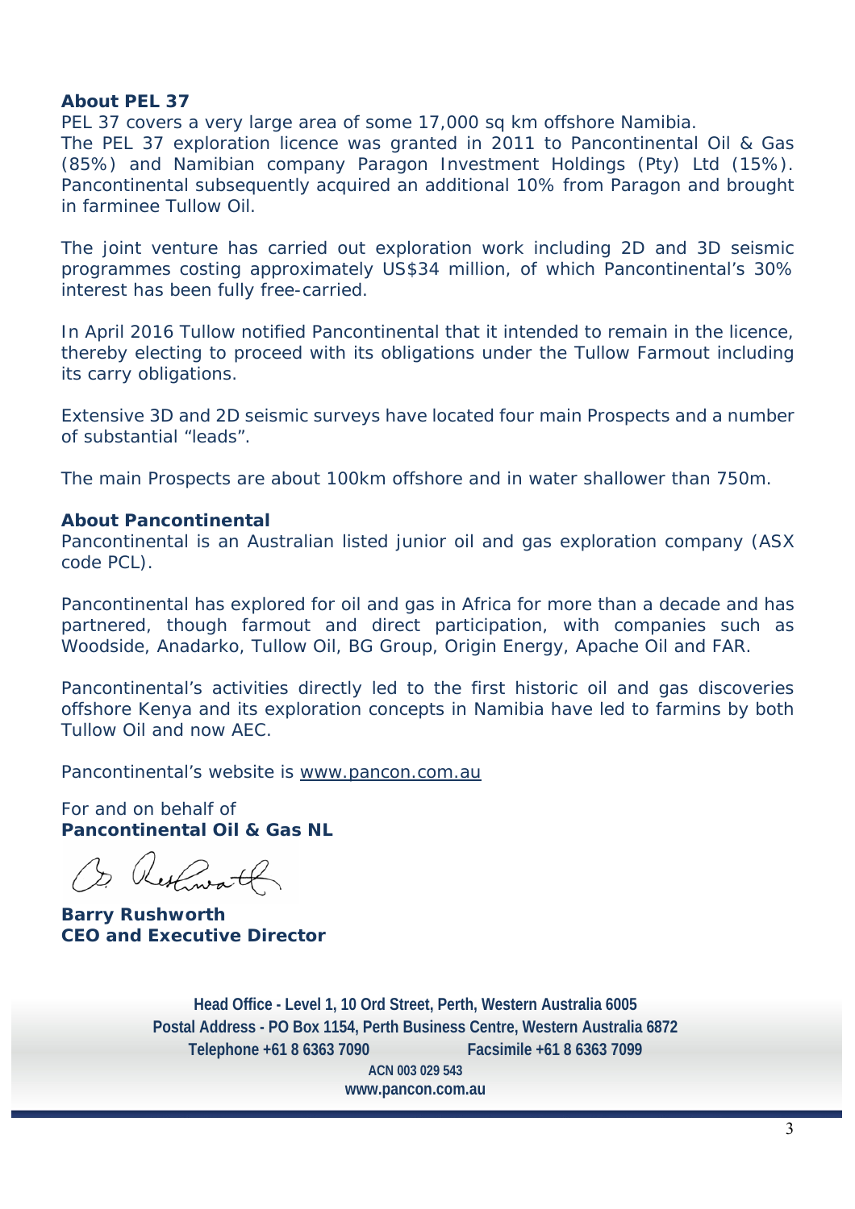**About PEL 37**

PEL 37 covers a very large area of some 17,000 sq km offshore Namibia.
The PEL 37 exploration licence was granted in 2011 to Pancontinental Oil & Gas (85%) and Namibian company Paragon Investment Holdings (Pty) Ltd (15%). Pancontinental subsequently acquired an additional 10% from Paragon and brought in farminee Tullow Oil.

The joint venture has carried out exploration work including 2D and 3D seismic programmes costing approximately US$34 million, of which Pancontinental's 30% interest has been fully free-carried.

In April 2016 Tullow notified Pancontinental that it intended to remain in the licence, thereby electing to proceed with its obligations under the Tullow Farmout including its carry obligations.

Extensive 3D and 2D seismic surveys have located four main Prospects and a number of substantial "leads".

The main Prospects are about 100km offshore and in water shallower than 750m.

**About Pancontinental**

Pancontinental is an Australian listed junior oil and gas exploration company (ASX code PCL).

Pancontinental has explored for oil and gas in Africa for more than a decade and has partnered, though farmout and direct participation, with companies such as Woodside, Anadarko, Tullow Oil, BG Group, Origin Energy, Apache Oil and FAR.

Pancontinental's activities directly led to the first historic oil and gas discoveries offshore Kenya and its exploration concepts in Namibia have led to farmins by both Tullow Oil and now AEC.

Pancontinental's website is www.pancon.com.au

For and on behalf of
**Pancontinental Oil & Gas NL**

**Barry Rushworth**
**CEO and Executive Director**

**Head Office - Level 1, 10 Ord Street, Perth, Western Australia 6005**
**Postal Address - PO Box 1154, Perth Business Centre, Western Australia 6872**
**Telephone +61 8 6363 7090 Facsimile +61 8 6363 7099**
**ACN 003 029 543**
**www.pancon.com.au**